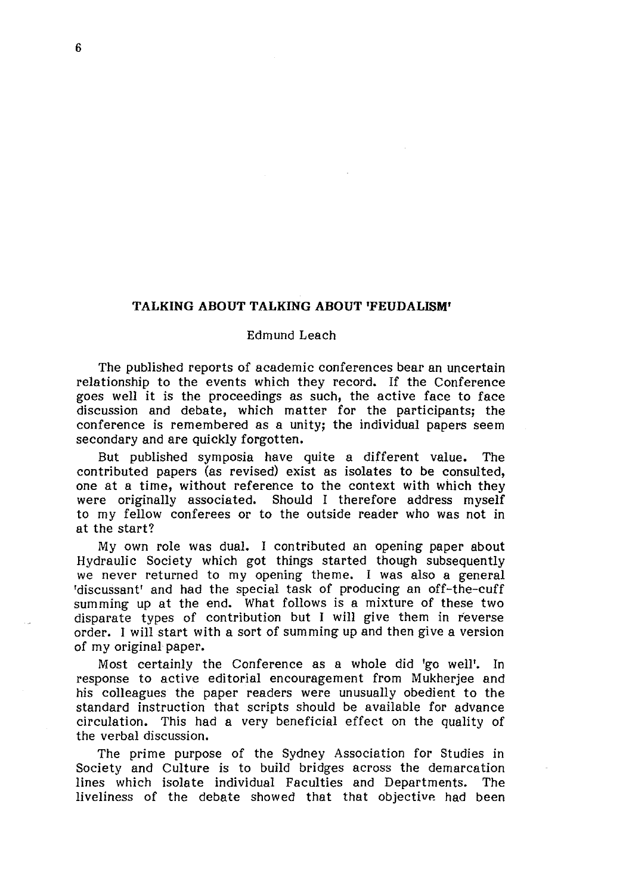## TALKING ABOUT TALKING ABOUT 'FEUDALISM'

Edmund Leach

The published reports of academic conferences bear an uncertain relationship to the events which they record. If the Conference goes well it is the proceedings as such, the active face to face discussion and debate, which matter for the participants; the conference is remembered as a unity; the individual papers seem secondary and are quickly forgotten.

But published symposia have quite a different value. The contributed papers (as revised) exist as isolates to be consulted, one at a time, without reference to the context with which they were originally associated. Should I therefore address myself to my fellow conferees or to the outside reader who was not in at the start?

My own role was dual. I contributed an opening paper about Hydraulic Society which got things started though subsequently we never returned to my opening theme. I was also a general 'discussant' and had the special task of producing an off-the-cuff summing up at the end. What follows is a mixture of these two disparate types of contribution but I will give them in reverse order. I will start with a sort of summing up and then give a version of my original paper.

Most certainly the Conference as a whole did 'go well'. In response to active editorial encouragement from Mukherjee and his colleagues the paper readers were unusually obedient to the standard instruction that scripts should be available for advance circulation. This had a very beneficial effect on the quality of the verbal discussion.

The prime purpose of the Sydney Association for Studies in Society and Culture is to build bridges across the demarcation lines which isolate individual Faculties and Departments. The liveliness of the debate showed that that objective had been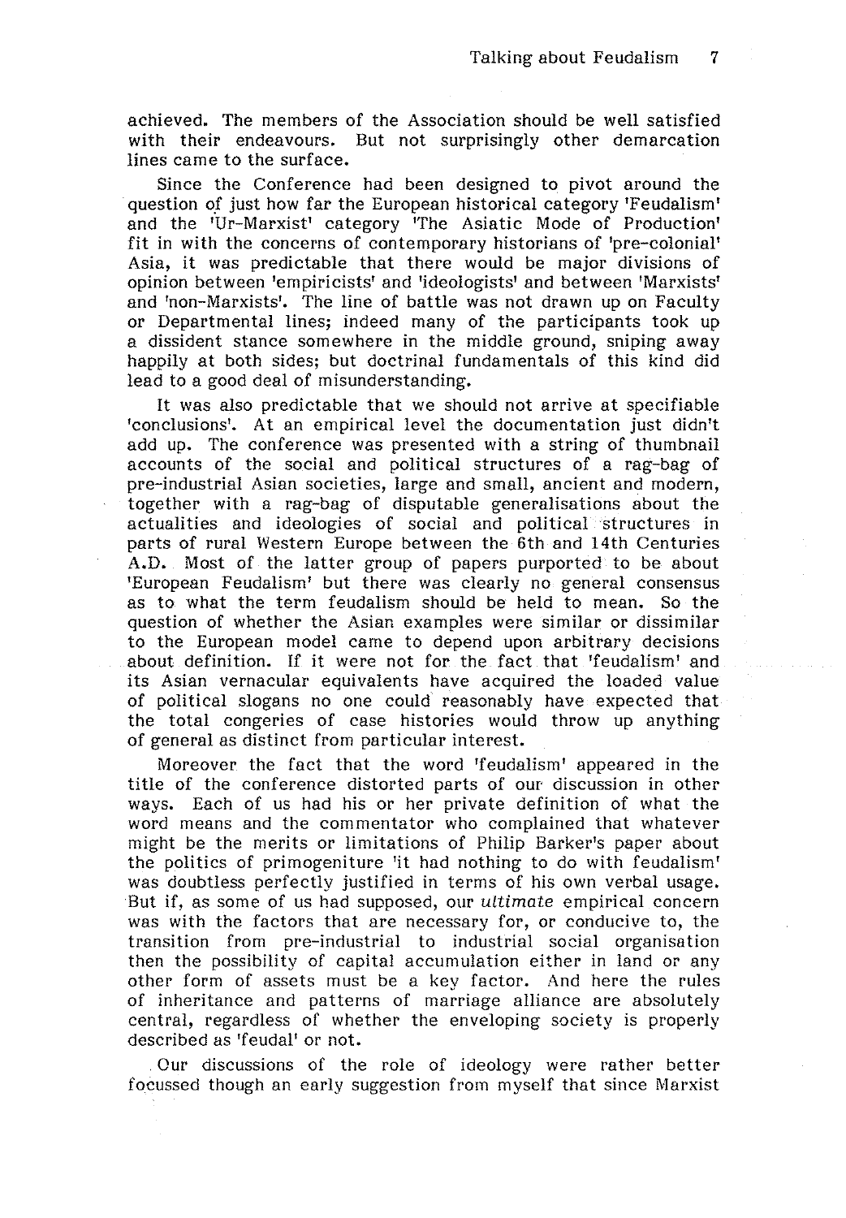achieved. The members of the Association should be well satisfied with their endeavours. But not surprisingly other demarcation lines came to the surface.

Since the Conference had been designed to pivot around the question of just how far the European historical category 'Feudalism' and the 'Ur-Marxist' category 'The Asiatic Mode of Production' fit in with the concerns of contemporary historians of 'pre-colonial' Asia, it was predictable that there would be major divisions of opinion between 'empiricists' and 'ideologists' and between 'Marxists' and 'non-Marxists'. The line of battle was not drawn up on Faculty or Departmental lines; indeed many of the participants took up a dissident stance somewhere in the middle ground, sniping away happily at both sides; but doctrinal fundamentals of this kind did lead to a good deal of misunderstanding.

It was also predictable that we should not arrive at specifiable 'conclusions'. At an empirical level the documentation just didn't add up. The conference was presented with a string of thumbnail accounts of the social and political structures of a rag-bag of pre-industrial Asian societies, large and small, ancient and modern, together with a rag-bag of disputable generalisations about the actualities and ideologies of social and political structures in parts of rural Western Europe between the 6th and 14th Centuries A.D. Most of the latter group of papers purported to be about 'European Feudalism' but there was clearly no general consensus as to what the term feudalism should be held to mean. So the question of whether the Asian examples were similar or dissimilar to the European model came to depend upon arbitrary decisions about definition. If it were not for the fact that 'feudalism' and its Asian vernacular equivalents have acquired the loaded value of political slogans no one could reasonably have expected that the total congeries of case histories would throw up anything of general as distinct from particular interest.

Moreover the fact that the word 'feudalism' appeared in the title of the conference distorted parts of our discussion in other ways. Each of us had his or her private definition of what the word means and the commentator who complained that whatever might be the merits or limitations of Philip Barker's paper about the politics of primogeniture 'it had nothing to do with feudalism' was doubtless perfectly justified in terms of his own verbal usage. But if, as some of us had supposed, our *ultimate* empirical concern was with the factors that are necessary for, or conducive to, the transition from pre-industrial to industrial social organisation then the possibility of capital accumulation either in land or any other form of assets must be a key factor. And here the rules of inheritance and patterns of marriage alliance are absolutely central, regardless of whether the enveloping society is properly described as 'feudal' or not.

Our discussions of the role of ideology were rather better focussed though an early suggestion from myself that since Marxist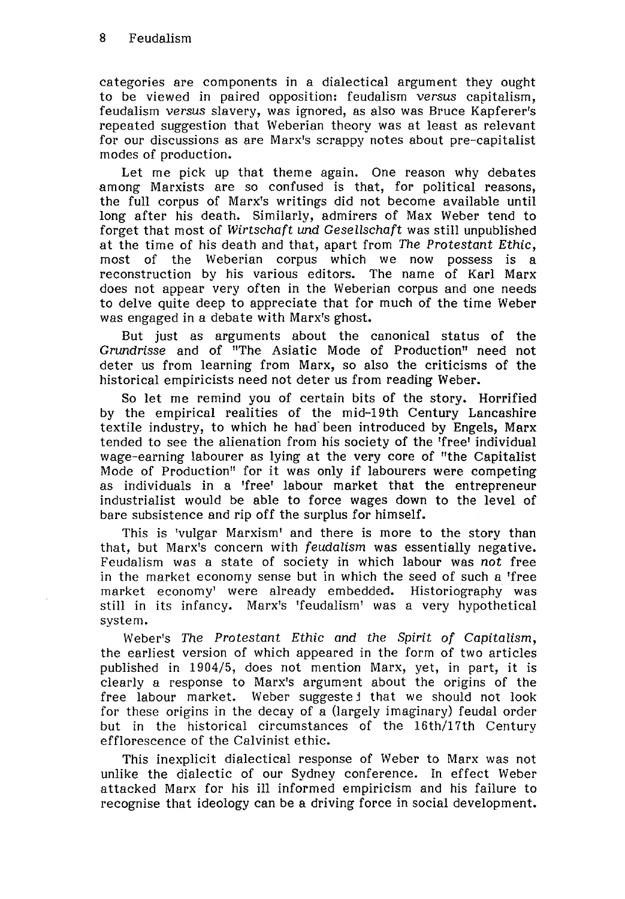categories are components in a dialectical argument they ought to be viewed in paired opposition: feudalism *versus* capitalism, feudalism *versus* slavery, was ignored, as also was Bruce Kapferer's repeated suggestion that Weberian theory was at least as relevant for our discussions as are Marx's scrappy notes about pre-capitalist modes of production.

Let me pick up that theme again. One reason why debates among Marxists are so confused is that, for political reasons, the full corpus of Marx's writings did not become available until long after his death. Similarly, admirers of Max Weber tend to forget that most of *Wirtschaft und Gesellschaft* was still unpublished at the time of his death and that, apart from *The Protestant Ethic*, most of the Weberian corpus which we now possess is a reconstruction by his various editors. The name of Karl Marx does not appear very often in the Weberian corpus and one needs to delve quite deep to appreciate that for much of the time Weber was engaged in a debate with Marx's ghost.

But just as arguments about the canonical status of the *Grundrisse* and of "The Asiatic Mode of Production" need not deter us from learning from Marx, so also the criticisms of the historical empiricists need not deter us from reading Weber.

So let me remind you of certain bits of the story. Horrified by the empirical realities of the mid-19th Century Lancashire textile industry, to which he had been introduced by Engels, Marx tended to see the alienation from his society of the 'free' individual wage-earning labourer as lying at the very core of "the Capitalist Mode of Production" for it was only if labourers were competing as individuals in a 'free' labour market that the entrepreneur industrialist would be able to force wages down to the level of bare subsistence and rip off the surplus for himself.

This is 'vulgar Marxism' and there is more to the story than that, but Marx's concern with *feudalism* was essentially negative. Feudalism was a state of society in which labour was *not* free in the market economy sense but in which the seed of such a 'free market economy' were already embedded. Historiography was still in its infancy. Marx's 'feudalism' was a very hypothetical system.

Weber's *The Protestant Ethic and the Spirit of Capitalism*, the earliest version of which appeared in the form of two articles published in 1904/5, does not mention Marx, yet, in part, it is clearly a response to Marx's argument about the origins of the free labour market. Weber suggested that we should not look for these origins in the decay of a (largely imaginary) feudal order but in the historical circumstances of the 16th/17th Century efflorescence of the Calvinist ethic.

This inexplicit dialectical response of Weber to Marx was not unlike the dialectic of our Sydney conference. In effect Weber attacked Marx for his ill informed empiricism and his failure to recognise that ideology can be a driving force in social development.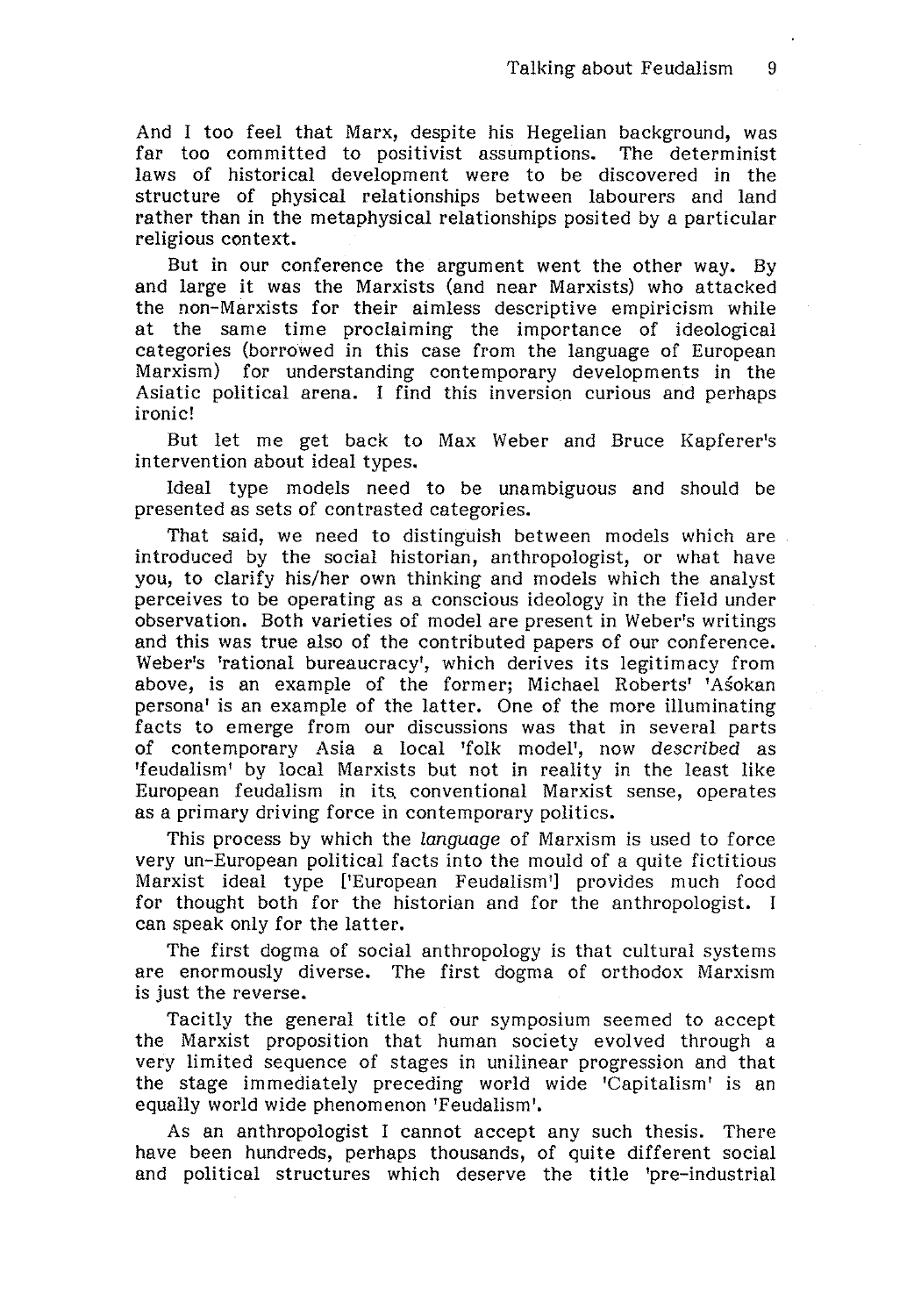And I too feel that Marx, despite his Hegelian background, was far too committed to positivist assumptions. The determinist laws of historical development were to be discovered in the structure of physical relationships between labourers and land rather than in the metaphysical relationships posited by a particular religious context.

But in our conference the argument went the other way. By and large it was the Marxists (and near Marxists) who attacked the non-Marxists for their aimless descriptive empiricism while at the same time proclaiming the importance of ideological categories (borrowed in this case from the language of European Marxism) for understanding contemporary developments in the Asiatic political arena. I find this inversion curious and perhaps ironic!

But let me get back to Max Weber and Bruce Kapferer's intervention about ideal types.

Ideal type models need to be unambiguous and should be presented as sets of contrasted categories.

That said, we need to distinguish between models which are introduced by the social historian, anthropologist, or what have you, to clarify his/her own thinking and models which the analyst perceives to be operating as a conscious ideology in the field under observation. Both varieties of model are present in Weber's writings and this was true also of the contributed papers of our conference. Weber's 'rational bureaucracy', which derives its legitimacy from above, is an example of the former; Michael Roberts' 'Aśokan persona' is an example of the latter. One of the more illuminating facts to emerge from our discussions was that in several parts of contemporary Asia a local 'folk model', now *described* as 'feudalism' by local Marxists but not in reality in the least like European feudalism in its conventional Marxist sense, operates as a primary driving force in contemporary politics.

This process by which the *language* of Marxism is used to force very un-European political facts into the mould of a quite fictitious Marxist ideal type ['European Feudalism'] provides much food for thought both for the historian and for the anthropologist. I can speak only for the latter.

The first dogma of social anthropology is that cultural systems are enormously diverse. The first dogma of orthodox Marxism is just the reverse.

Tacitly the general title of our symposium seemed to accept the Marxist proposition that human society evolved through a very limited sequence of stages in unilinear progression and that the stage immediately preceding world wide 'Capitalism' is an equally world wide phenomenon 'Feudalism'.

As an anthropologist I cannot accept any such thesis. There have been hundreds, perhaps thousands, of quite different social and political structures which deserve the title 'pre-industrial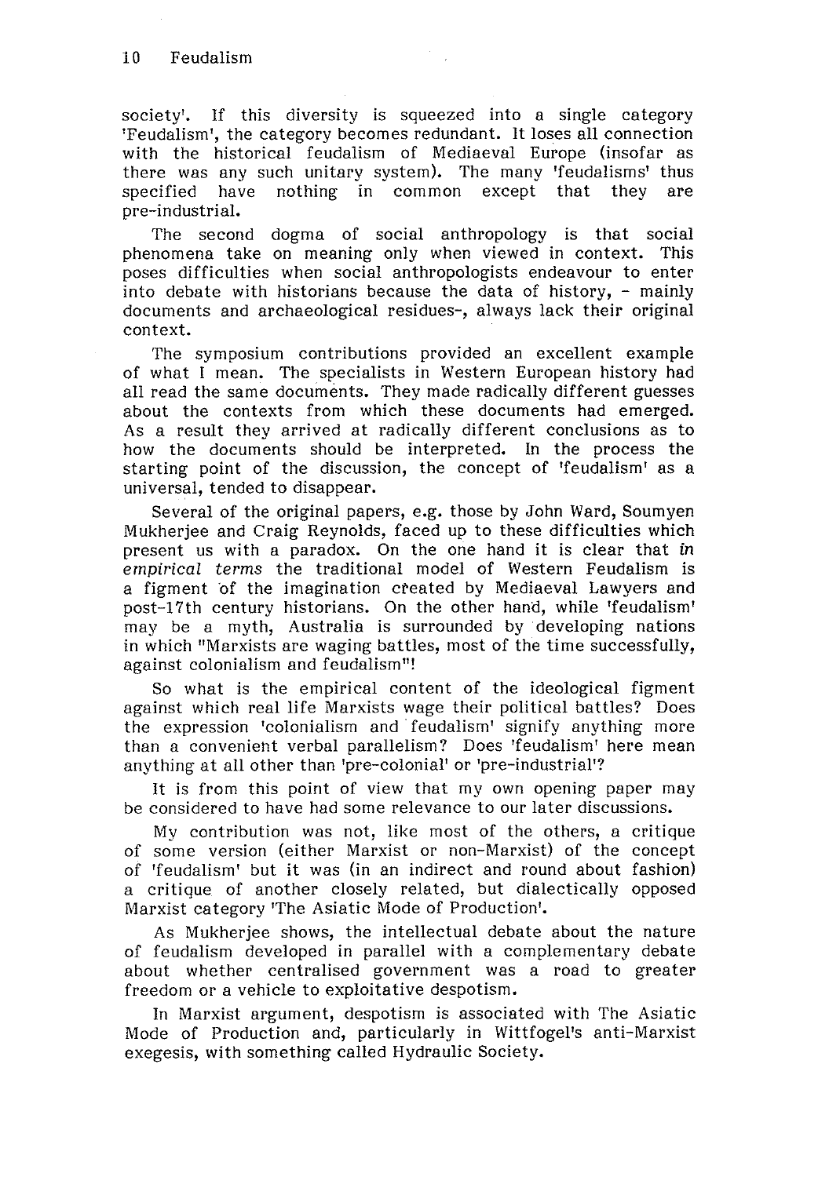society'. If this diversity is squeezed into a single category 'Feudalism', the category becomes redundant. It loses all connection with the historical feudalism of Mediaeval Europe (insofar as there was any such unitary system). The many 'feudalisms' thus specified have nothing in common except that they are pre-industrial.

The second dogma of social anthropology is that social phenomena take on meaning only when viewed in context. This poses difficulties when social anthropologists endeavour to enter into debate with historians because the data of history, - mainly documents and archaeological residues-, always lack their original context.

The symposium contributions provided an excellent example of what I mean. The specialists in Western European history had all read the same documents. They made radically different guesses about the contexts from which these documents had emerged. As a result they arrived at radically different conclusions as to how the documents should be interpreted. In the process the starting point of the discussion, the concept of 'feudalism' as a universal, tended to disappear.

Several of the original papers, e.g. those by John Ward, Soumyen Mukherjee and Craig Reynolds, faced up to these difficulties which present us with a paradox. On the one hand it is clear that *in empirical terms* the traditional model of Western Feudalism is a figment of the imagination created by Mediaeval Lawyers and post-17th century historians. On the other hand, while 'feudalism' may be a myth, Australia is surrounded by developing nations in which "Marxists are waging battles, most of the time successfully, against colonialism and feudalism"!

So what is the empirical content of the ideological figment against which real life Marxists wage their political battles? Does the expression 'colonialism and feudalism' signify anything more than a convenient verbal parallelism? Does 'feudalism' here mean anything at all other than 'pre-colonial' or 'pre-industrial'?

It is from this point of view that my own opening paper may be considered to have had some relevance to our later discussions.

My contribution was not, like most of the others, a critique of some version (either Marxist or non-Marxist) of the concept of 'feudalism' but it was (in an indirect and round about fashion) a critique of another closely related, but dialectically opposed Marxist category 'The Asiatic Mode of Production'.

As Mukherjee shows, the intellectual debate about the nature of feudalism developed in parallel with a complementary debate about whether centralised government was a road to greater freedom or a vehicle to exploitative despotism.

In Marxist argument, despotism is associated with The Asiatic Mode of Production and, particularly in Wittfogel's anti-Marxist exegesis, with something called Hydraulic Society.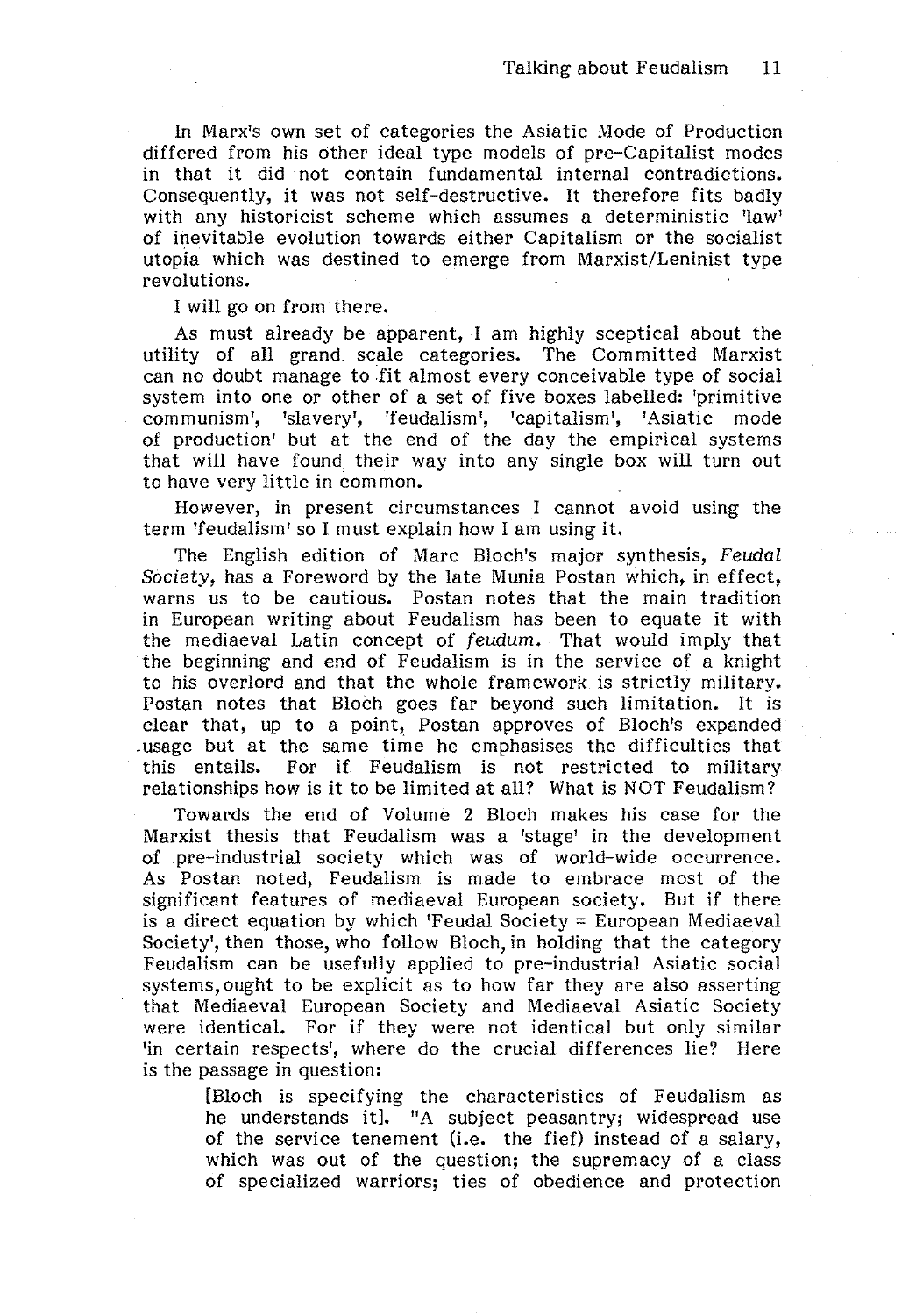In Marx's own set of categories the Asiatic Mode of Production differed from his other ideal type models of pre-Capitalist modes in that it did not contain fundamental internal contradictions. Consequently, it was not self-destructive. It therefore fits badly with any historicist scheme which assumes a deterministic 'law' of inevitable evolution towards either Capitalism or the socialist utopia which was destined to emerge from Marxist/Leninist type revolutions.

I will go on from there.

As must already be apparent, I am highly sceptical about the utility of all grand scale categories. The Committed Marxist can no doubt manage to fit almost every conceivable type of social system into one or other of a set of five boxes labelled: 'primitive communism', 'slavery', 'feudalism', 'capitalism', 'Asiatic mode of production' but at the end of the day the empirical systems that will have found their way into any single box will turn out to have very little in common.

However, in present circumstances I cannot avoid using the term 'feudalism' so I must explain how I am using it.

The English edition of Marc Bloch's major synthesis, *Feudal Society*, has a Foreword by the late Munia Postan which, in effect, warns us to be cautious. Postan notes that the main tradition in European writing about Feudalism has been to equate it with the mediaeval Latin concept of *feudum*. That would imply that the beginning and end of Feudalism is in the service of a knight to his overlord and that the whole framework is strictly military. Postan notes that Bloch goes far beyond such limitation. It is clear that, up to a point, Postan approves of Bloch's expanded usage but at the same time he emphasises the difficulties that this entails. For if Feudalism is not restricted to military relationships how is it to be limited at all? What is NOT Feudalism?

Towards the end of Volume 2 Bloch makes his case for the Marxist thesis that Feudalism was a 'stage' in the development of pre-industrial society which was of world-wide occurrence. As Postan noted, Feudalism is made to embrace most of the significant features of mediaeval European society. But if there is a direct equation by which 'Feudal Society = European Mediaeval Society', then those, who follow Bloch, in holding that the category Feudalism can be usefully applied to pre-industrial Asiatic social systems, ought to be explicit as to how far they are also asserting that Mediaeval European Society and Mediaeval Asiatic Society were identical. For if they were not identical but only similar 'in certain respects', where do the crucial differences lie? Here is the passage in question:

> [Bloch is specifying the characteristics of Feudalism as he understands it]. "A subject peasantry; widespread use of the service tenement (i.e. the fief) instead of a salary, which was out of the question; the supremacy of a class of specialized warriors; ties of obedience and protection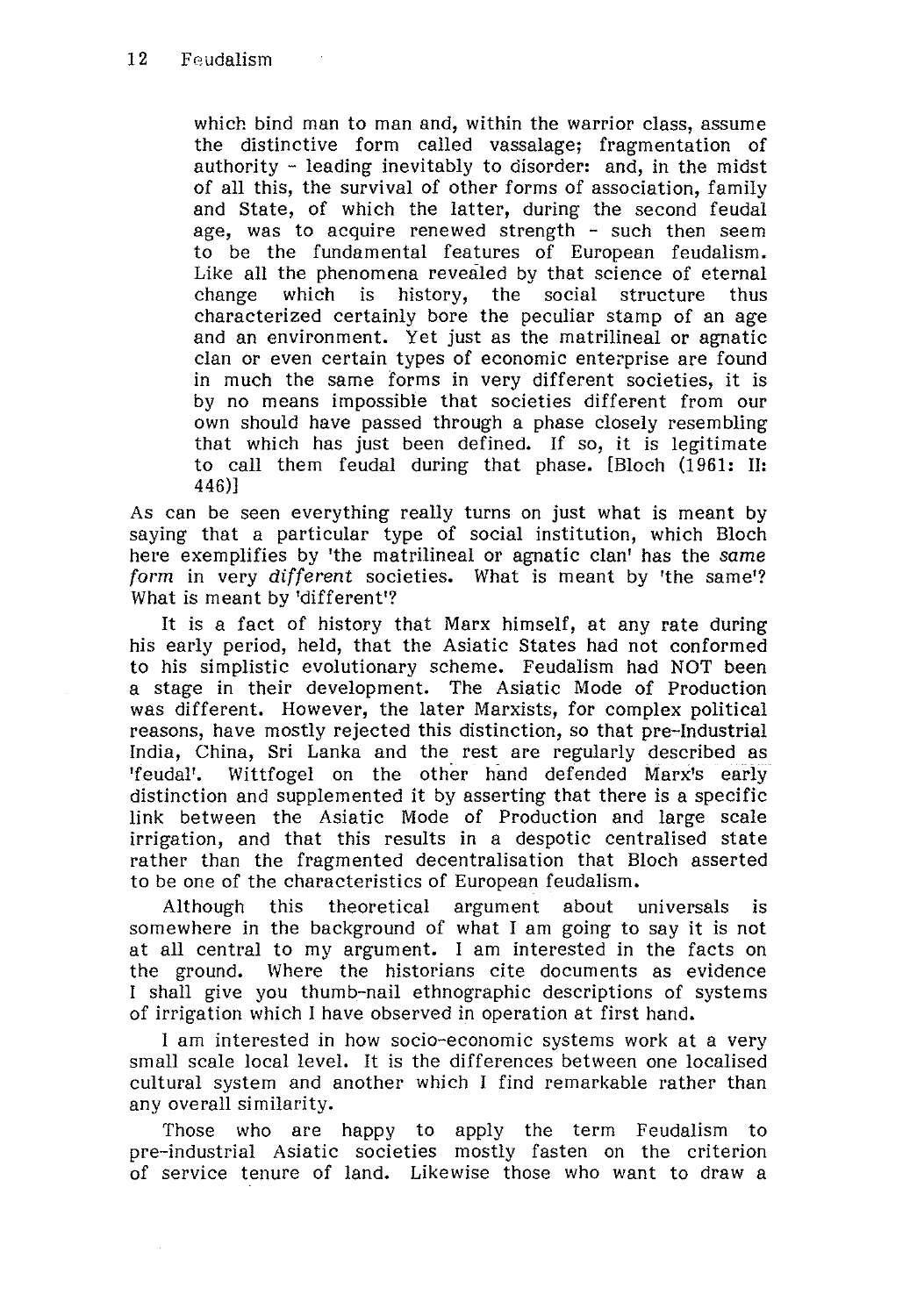> which bind man to man and, within the warrior class, assume the distinctive form called vassalage; fragmentation of authority - leading inevitably to disorder: and, in the midst of all this, the survival of other forms of association, family and State, of which the latter, during the second feudal age, was to acquire renewed strength - such then seem to be the fundamental features of European feudalism. Like all the phenomena revealed by that science of eternal change which is history, the social structure thus characterized certainly bore the peculiar stamp of an age and an environment. Yet just as the matrilineal or agnatic clan or even certain types of economic enterprise are found in much the same forms in very different societies, it is by no means impossible that societies different from our own should have passed through a phase closely resembling that which has just been defined. If so, it is legitimate to call them feudal during that phase. [Bloch (1961: II: 446)]

As can be seen everything really turns on just what is meant by saying that a particular type of social institution, which Bloch here exemplifies by 'the matrilineal or agnatic clan' has the *same form* in very *different* societies. What is meant by 'the same'? What is meant by 'different'?

It is a fact of history that Marx himself, at any rate during his early period, held, that the Asiatic States had not conformed to his simplistic evolutionary scheme. Feudalism had NOT been a stage in their development. The Asiatic Mode of Production was different. However, the later Marxists, for complex political reasons, have mostly rejected this distinction, so that pre-Industrial India, China, Sri Lanka and the rest are regularly described as 'feudal'. Wittfogel on the other hand defended Marx's early distinction and supplemented it by asserting that there is a specific link between the Asiatic Mode of Production and large scale irrigation, and that this results in a despotic centralised state rather than the fragmented decentralisation that Bloch asserted to be one of the characteristics of European feudalism.

Although this theoretical argument about universals is somewhere in the background of what I am going to say it is not at all central to my argument. I am interested in the facts on the ground. Where the historians cite documents as evidence I shall give you thumb-nail ethnographic descriptions of systems of irrigation which I have observed in operation at first hand.

I am interested in how socio-economic systems work at a very small scale local level. It is the differences between one localised cultural system and another which I find remarkable rather than any overall similarity.

Those who are happy to apply the term Feudalism to pre-industrial Asiatic societies mostly fasten on the criterion of service tenure of land. Likewise those who want to draw a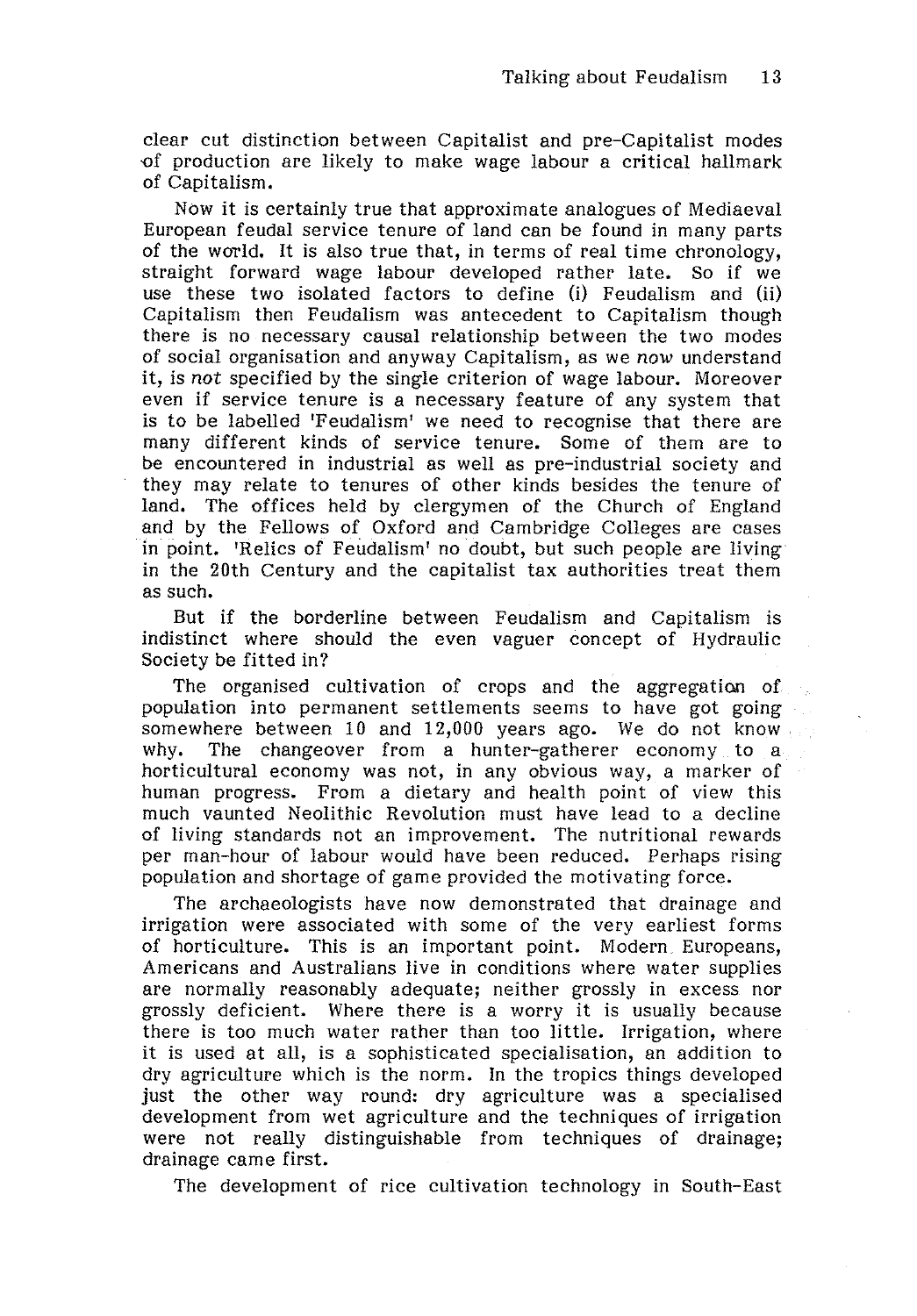clear cut distinction between Capitalist and pre-Capitalist modes of production are likely to make wage labour a critical hallmark of Capitalism.

Now it is certainly true that approximate analogues of Mediaeval European feudal service tenure of land can be found in many parts of the world. It is also true that, in terms of real time chronology, straight forward wage labour developed rather late. So if we use these two isolated factors to define (i) Feudalism and (ii) Capitalism then Feudalism was antecedent to Capitalism though there is no necessary causal relationship between the two modes of social organisation and anyway Capitalism, as we *now* understand it, is *not* specified by the single criterion of wage labour. Moreover even if service tenure is a necessary feature of any system that is to be labelled 'Feudalism' we need to recognise that there are many different kinds of service tenure. Some of them are to be encountered in industrial as well as pre-industrial society and they may relate to tenures of other kinds besides the tenure of land. The offices held by clergymen of the Church of England and by the Fellows of Oxford and Cambridge Colleges are cases in point. 'Relics of Feudalism' no doubt, but such people are living in the 20th Century and the capitalist tax authorities treat them as such.

But if the borderline between Feudalism and Capitalism is indistinct where should the even vaguer concept of Hydraulic Society be fitted in?

The organised cultivation of crops and the aggregation of population into permanent settlements seems to have got going somewhere between 10 and 12,000 years ago. We do not know why. The changeover from a hunter-gatherer economy to a horticultural economy was not, in any obvious way, a marker of human progress. From a dietary and health point of view this much vaunted Neolithic Revolution must have lead to a decline of living standards not an improvement. The nutritional rewards per man-hour of labour would have been reduced. Perhaps rising population and shortage of game provided the motivating force.

The archaeologists have now demonstrated that drainage and irrigation were associated with some of the very earliest forms of horticulture. This is an important point. Modern Europeans, Americans and Australians live in conditions where water supplies are normally reasonably adequate; neither grossly in excess nor grossly deficient. Where there is a worry it is usually because there is too much water rather than too little. Irrigation, where it is used at all, is a sophisticated specialisation, an addition to dry agriculture which is the norm. In the tropics things developed just the other way round: dry agriculture was a specialised development from wet agriculture and the techniques of irrigation were not really distinguishable from techniques of drainage; drainage came first.

The development of rice cultivation technology in South-East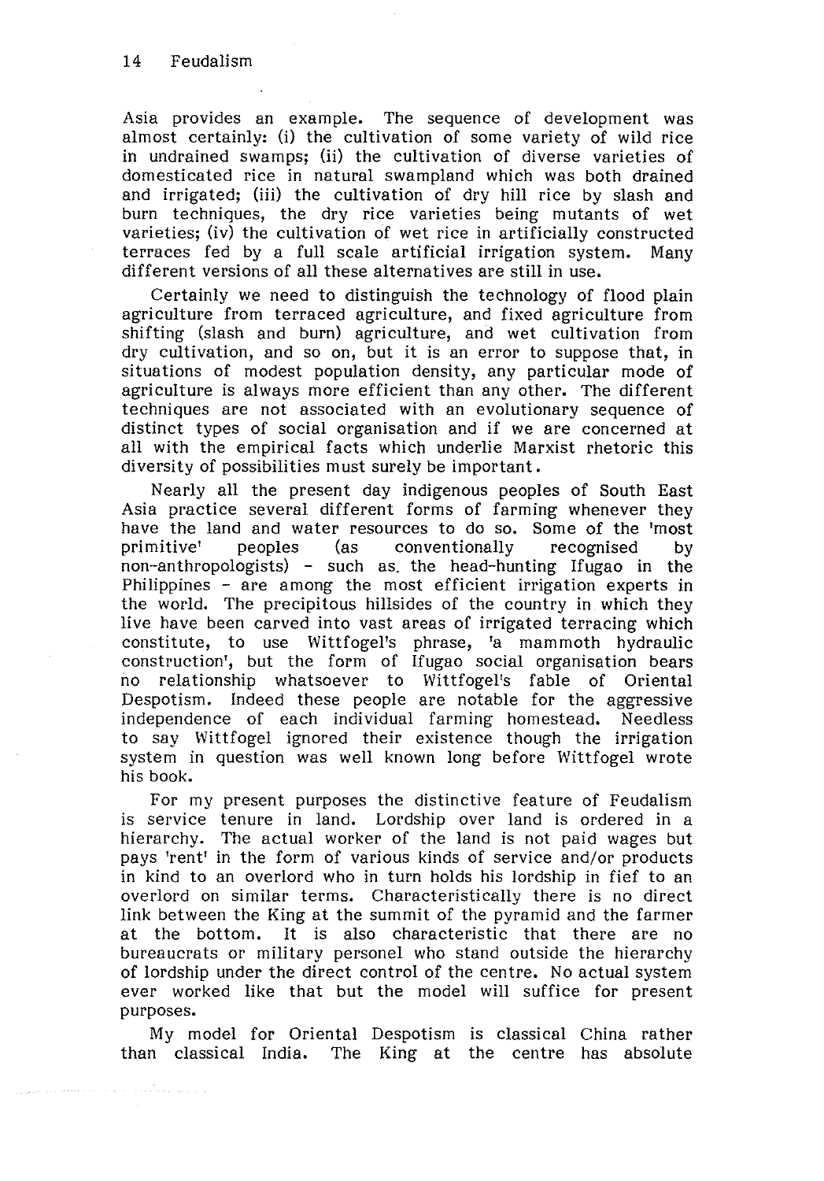Asia provides an example. The sequence of development was almost certainly: (i) the cultivation of some variety of wild rice in undrained swamps; (ii) the cultivation of diverse varieties of domesticated rice in natural swampland which was both drained and irrigated; (iii) the cultivation of dry hill rice by slash and burn techniques, the dry rice varieties being mutants of wet varieties; (iv) the cultivation of wet rice in artificially constructed terraces fed by a full scale artificial irrigation system. Many different versions of all these alternatives are still in use.

Certainly we need to distinguish the technology of flood plain agriculture from terraced agriculture, and fixed agriculture from shifting (slash and burn) agriculture, and wet cultivation from dry cultivation, and so on, but it is an error to suppose that, in situations of modest population density, any particular mode of agriculture is always more efficient than any other. The different techniques are not associated with an evolutionary sequence of distinct types of social organisation and if we are concerned at all with the empirical facts which underlie Marxist rhetoric this diversity of possibilities must surely be important.

Nearly all the present day indigenous peoples of South East Asia practice several different forms of farming whenever they have the land and water resources to do so. Some of the 'most primitive' peoples (as conventionally recognised by non-anthropologists) - such as the head-hunting Ifugao in the Philippines - are among the most efficient irrigation experts in the world. The precipitous hillsides of the country in which they live have been carved into vast areas of irrigated terracing which constitute, to use Wittfogel's phrase, 'a mammoth hydraulic construction', but the form of Ifugao social organisation bears no relationship whatsoever to Wittfogel's fable of Oriental Despotism. Indeed these people are notable for the aggressive independence of each individual farming homestead. Needless to say Wittfogel ignored their existence though the irrigation system in question was well known long before Wittfogel wrote his book.

For my present purposes the distinctive feature of Feudalism is service tenure in land. Lordship over land is ordered in a hierarchy. The actual worker of the land is not paid wages but pays 'rent' in the form of various kinds of service and/or products in kind to an overlord who in turn holds his lordship in fief to an overlord on similar terms. Characteristically there is no direct link between the King at the summit of the pyramid and the farmer at the bottom. It is also characteristic that there are no bureaucrats or military personel who stand outside the hierarchy of lordship under the direct control of the centre. No actual system ever worked like that but the model will suffice for present purposes.

My model for Oriental Despotism is classical China rather than classical India. The King at the centre has absolute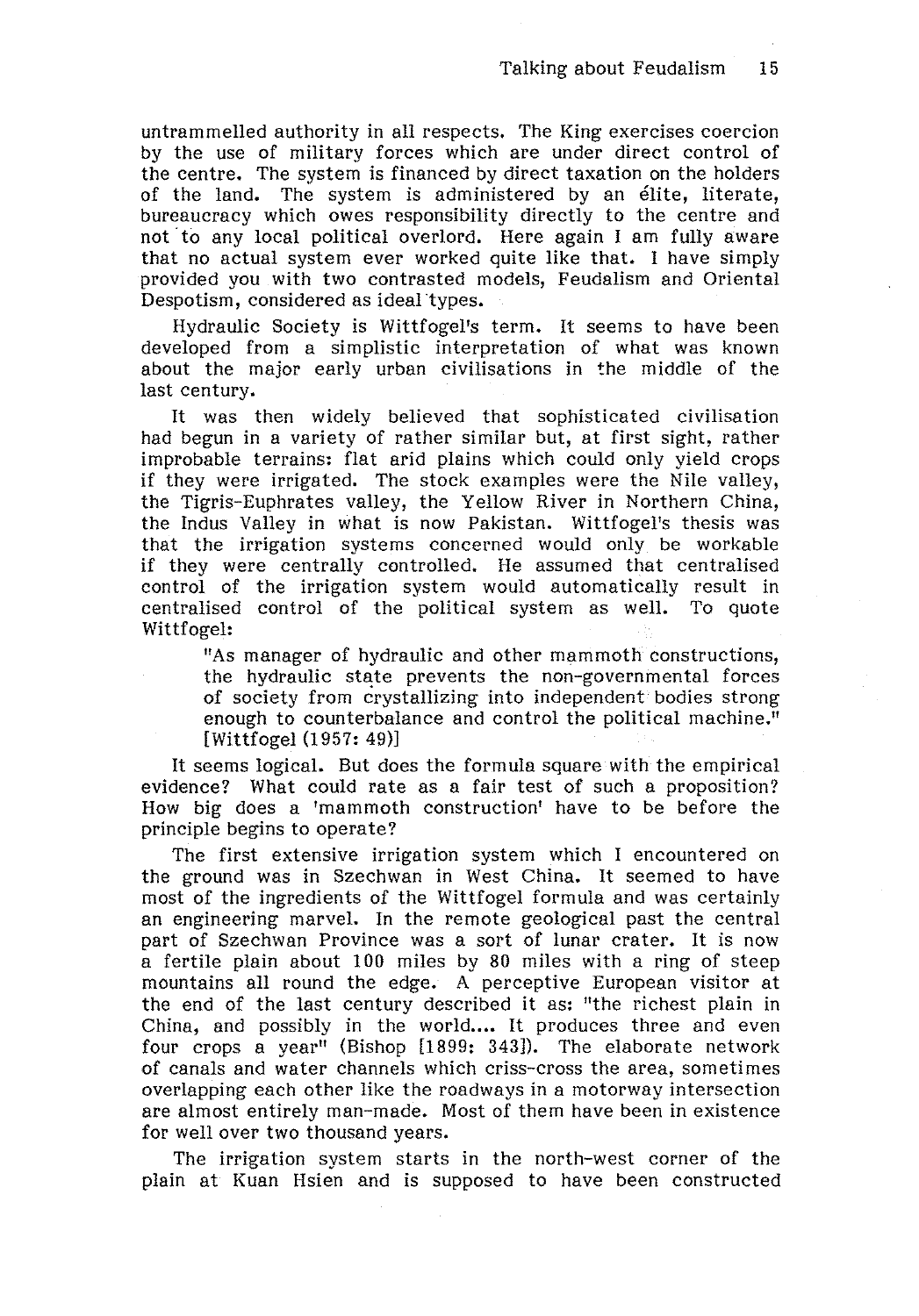untrammelled authority in all respects. The King exercises coercion by the use of military forces which are under direct control of the centre. The system is financed by direct taxation on the holders of the land. The system is administered by an élite, literate, bureaucracy which owes responsibility directly to the centre and not to any local political overlord. Here again I am fully aware that no actual system ever worked quite like that. I have simply provided you with two contrasted models, Feudalism and Oriental Despotism, considered as ideal types.

Hydraulic Society is Wittfogel's term. It seems to have been developed from a simplistic interpretation of what was known about the major early urban civilisations in the middle of the last century.

It was then widely believed that sophisticated civilisation had begun in a variety of rather similar but, at first sight, rather improbable terrains: flat arid plains which could only yield crops if they were irrigated. The stock examples were the Nile valley, the Tigris-Euphrates valley, the Yellow River in Northern China, the Indus Valley in what is now Pakistan. Wittfogel's thesis was that the irrigation systems concerned would only be workable if they were centrally controlled. He assumed that centralised control of the irrigation system would automatically result in centralised control of the political system as well. To quote Wittfogel:

> "As manager of hydraulic and other mammoth constructions, the hydraulic state prevents the non-governmental forces of society from crystallizing into independent bodies strong enough to counterbalance and control the political machine." [Wittfogel (1957: 49)]

It seems logical. But does the formula square with the empirical evidence? What could rate as a fair test of such a proposition? How big does a 'mammoth construction' have to be before the principle begins to operate?

The first extensive irrigation system which I encountered on the ground was in Szechwan in West China. It seemed to have most of the ingredients of the Wittfogel formula and was certainly an engineering marvel. In the remote geological past the central part of Szechwan Province was a sort of lunar crater. It is now a fertile plain about 100 miles by 80 miles with a ring of steep mountains all round the edge. A perceptive European visitor at the end of the last century described it as: "the richest plain in China, and possibly in the world.... It produces three and even four crops a year" (Bishop [1899: 343]). The elaborate network of canals and water channels which criss-cross the area, sometimes overlapping each other like the roadways in a motorway intersection are almost entirely man-made. Most of them have been in existence for well over two thousand years.

The irrigation system starts in the north-west corner of the plain at Kuan Hsien and is supposed to have been constructed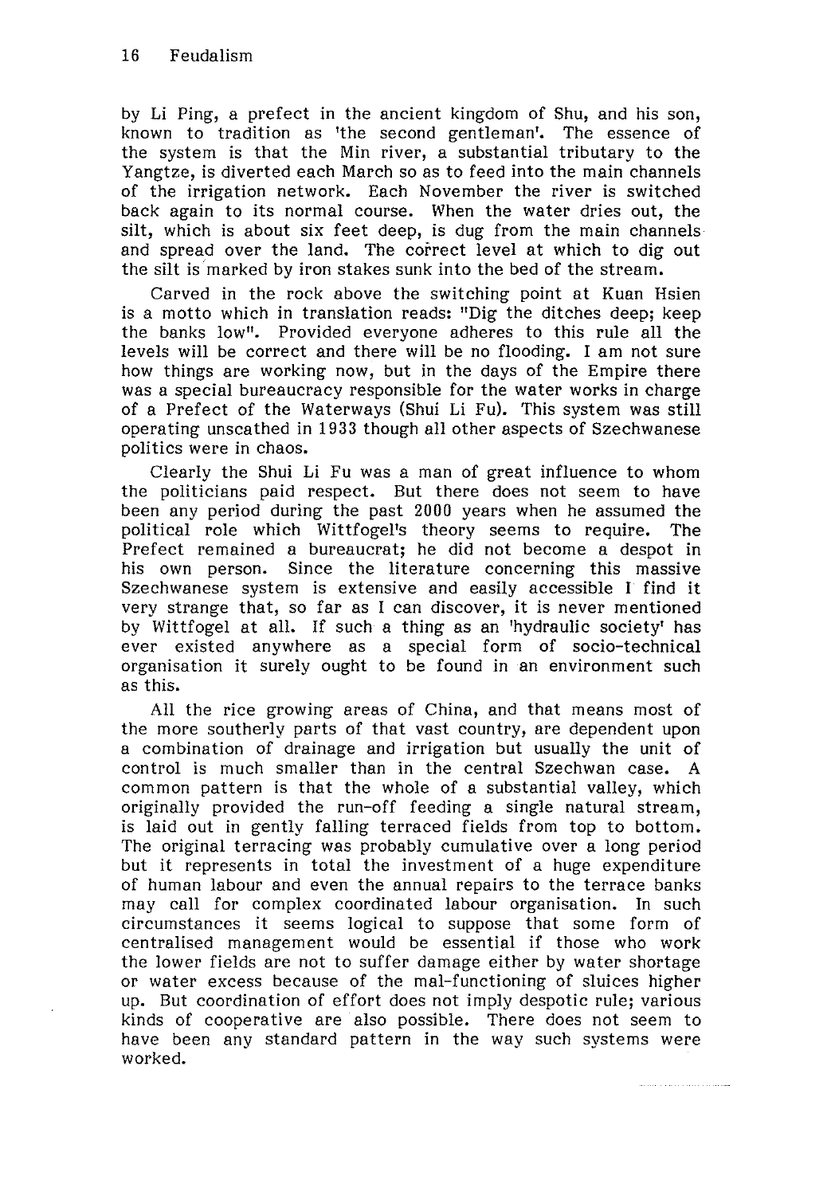by Li Ping, a prefect in the ancient kingdom of Shu, and his son, known to tradition as 'the second gentleman'. The essence of the system is that the Min river, a substantial tributary to the Yangtze, is diverted each March so as to feed into the main channels of the irrigation network. Each November the river is switched back again to its normal course. When the water dries out, the silt, which is about six feet deep, is dug from the main channels and spread over the land. The correct level at which to dig out the silt is marked by iron stakes sunk into the bed of the stream.

Carved in the rock above the switching point at Kuan Hsien is a motto which in translation reads: "Dig the ditches deep; keep the banks low". Provided everyone adheres to this rule all the levels will be correct and there will be no flooding. I am not sure how things are working now, but in the days of the Empire there was a special bureaucracy responsible for the water works in charge of a Prefect of the Waterways (Shui Li Fu). This system was still operating unscathed in 1933 though all other aspects of Szechwanese politics were in chaos.

Clearly the Shui Li Fu was a man of great influence to whom the politicians paid respect. But there does not seem to have been any period during the past 2000 years when he assumed the political role which Wittfogel's theory seems to require. The Prefect remained a bureaucrat; he did not become a despot in his own person. Since the literature concerning this massive Szechwanese system is extensive and easily accessible I find it very strange that, so far as I can discover, it is never mentioned by Wittfogel at all. If such a thing as an 'hydraulic society' has ever existed anywhere as a special form of socio-technical organisation it surely ought to be found in an environment such as this.

All the rice growing areas of China, and that means most of the more southerly parts of that vast country, are dependent upon a combination of drainage and irrigation but usually the unit of control is much smaller than in the central Szechwan case. A common pattern is that the whole of a substantial valley, which originally provided the run-off feeding a single natural stream, is laid out in gently falling terraced fields from top to bottom. The original terracing was probably cumulative over a long period but it represents in total the investment of a huge expenditure of human labour and even the annual repairs to the terrace banks may call for complex coordinated labour organisation. In such circumstances it seems logical to suppose that some form of centralised management would be essential if those who work the lower fields are not to suffer damage either by water shortage or water excess because of the mal-functioning of sluices higher up. But coordination of effort does not imply despotic rule; various kinds of cooperative are also possible. There does not seem to have been any standard pattern in the way such systems were worked.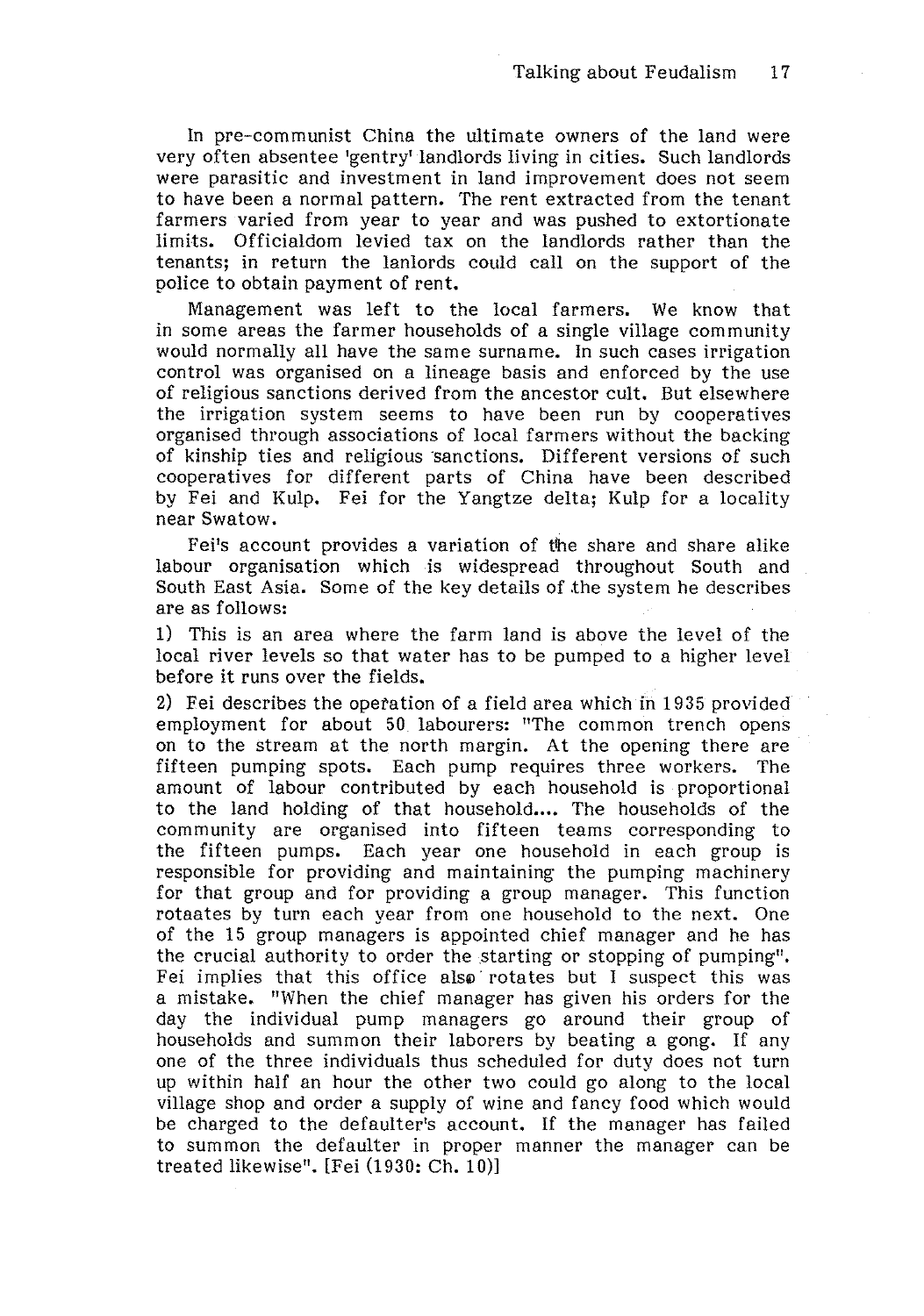In pre-communist China the ultimate owners of the land were very often absentee 'gentry' landlords living in cities. Such landlords were parasitic and investment in land improvement does not seem to have been a normal pattern. The rent extracted from the tenant farmers varied from year to year and was pushed to extortionate limits. Officialdom levied tax on the landlords rather than the tenants; in return the lanlords could call on the support of the police to obtain payment of rent.

Management was left to the local farmers. We know that in some areas the farmer households of a single village community would normally all have the same surname. In such cases irrigation control was organised on a lineage basis and enforced by the use of religious sanctions derived from the ancestor cult. But elsewhere the irrigation system seems to have been run by cooperatives organised through associations of local farmers without the backing of kinship ties and religious sanctions. Different versions of such cooperatives for different parts of China have been described by Fei and Kulp. Fei for the Yangtze delta; Kulp for a locality near Swatow.

Fei's account provides a variation of the share and share alike labour organisation which is widespread throughout South and South East Asia. Some of the key details of the system he describes are as follows:

1) This is an area where the farm land is above the level of the local river levels so that water has to be pumped to a higher level before it runs over the fields.

2) Fei describes the operation of a field area which in 1935 provided employment for about 50 labourers: "The common trench opens on to the stream at the north margin. At the opening there are fifteen pumping spots. Each pump requires three workers. The amount of labour contributed by each household is proportional to the land holding of that household.... The households of the community are organised into fifteen teams corresponding to the fifteen pumps. Each year one household in each group is responsible for providing and maintaining the pumping machinery for that group and for providing a group manager. This function rotaates by turn each year from one household to the next. One of the 15 group managers is appointed chief manager and he has the crucial authority to order the starting or stopping of pumping". Fei implies that this office also rotates but I suspect this was a mistake. "When the chief manager has given his orders for the day the individual pump managers go around their group of households and summon their laborers by beating a gong. If any one of the three individuals thus scheduled for duty does not turn up within half an hour the other two could go along to the local village shop and order a supply of wine and fancy food which would be charged to the defaulter's account. If the manager has failed to summon the defaulter in proper manner the manager can be treated likewise". [Fei (1930: Ch. 10)]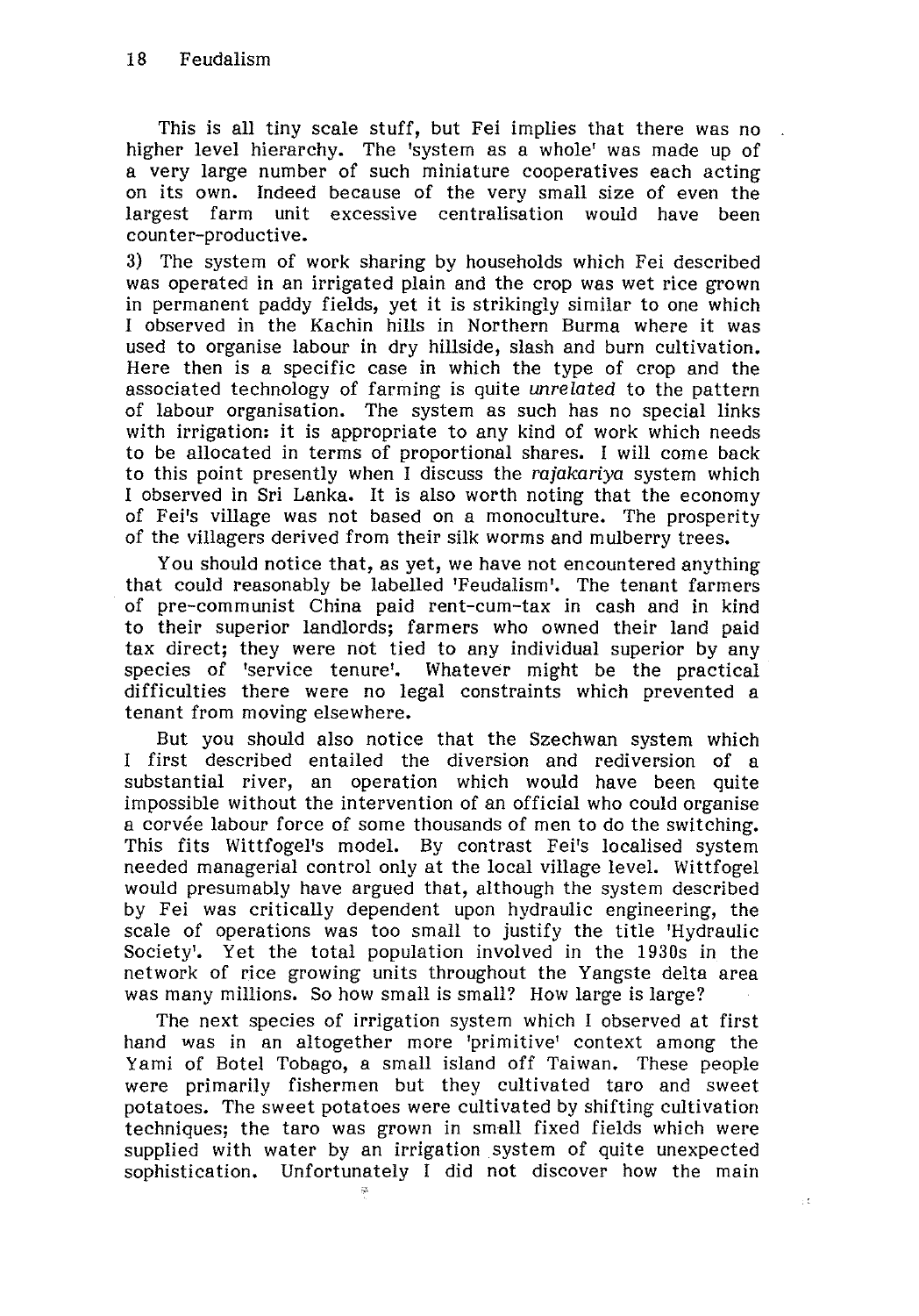This is all tiny scale stuff, but Fei implies that there was no higher level hierarchy. The 'system as a whole' was made up of a very large number of such miniature cooperatives each acting on its own. Indeed because of the very small size of even the largest farm unit excessive centralisation would have been counter-productive.

3) The system of work sharing by households which Fei described was operated in an irrigated plain and the crop was wet rice grown in permanent paddy fields, yet it is strikingly similar to one which I observed in the Kachin hills in Northern Burma where it was used to organise labour in dry hillside, slash and burn cultivation. Here then is a specific case in which the type of crop and the associated technology of farming is quite *unrelated* to the pattern of labour organisation. The system as such has no special links with irrigation: it is appropriate to any kind of work which needs to be allocated in terms of proportional shares. I will come back to this point presently when I discuss the *rajakariya* system which I observed in Sri Lanka. It is also worth noting that the economy of Fei's village was not based on a monoculture. The prosperity of the villagers derived from their silk worms and mulberry trees.

You should notice that, as yet, we have not encountered anything that could reasonably be labelled 'Feudalism'. The tenant farmers of pre-communist China paid rent-cum-tax in cash and in kind to their superior landlords; farmers who owned their land paid tax direct; they were not tied to any individual superior by any species of 'service tenure'. Whatever might be the practical difficulties there were no legal constraints which prevented a tenant from moving elsewhere.

But you should also notice that the Szechwan system which I first described entailed the diversion and rediversion of a substantial river, an operation which would have been quite impossible without the intervention of an official who could organise a corvée labour force of some thousands of men to do the switching. This fits Wittfogel's model. By contrast Fei's localised system needed managerial control only at the local village level. Wittfogel would presumably have argued that, although the system described by Fei was critically dependent upon hydraulic engineering, the scale of operations was too small to justify the title 'Hydraulic Society'. Yet the total population involved in the 1930s in the network of rice growing units throughout the Yangste delta area was many millions. So how small is small? How large is large?

The next species of irrigation system which I observed at first hand was in an altogether more 'primitive' context among the Yami of Botel Tobago, a small island off Taiwan. These people were primarily fishermen but they cultivated taro and sweet potatoes. The sweet potatoes were cultivated by shifting cultivation techniques; the taro was grown in small fixed fields which were supplied with water by an irrigation system of quite unexpected sophistication. Unfortunately I did not discover how the main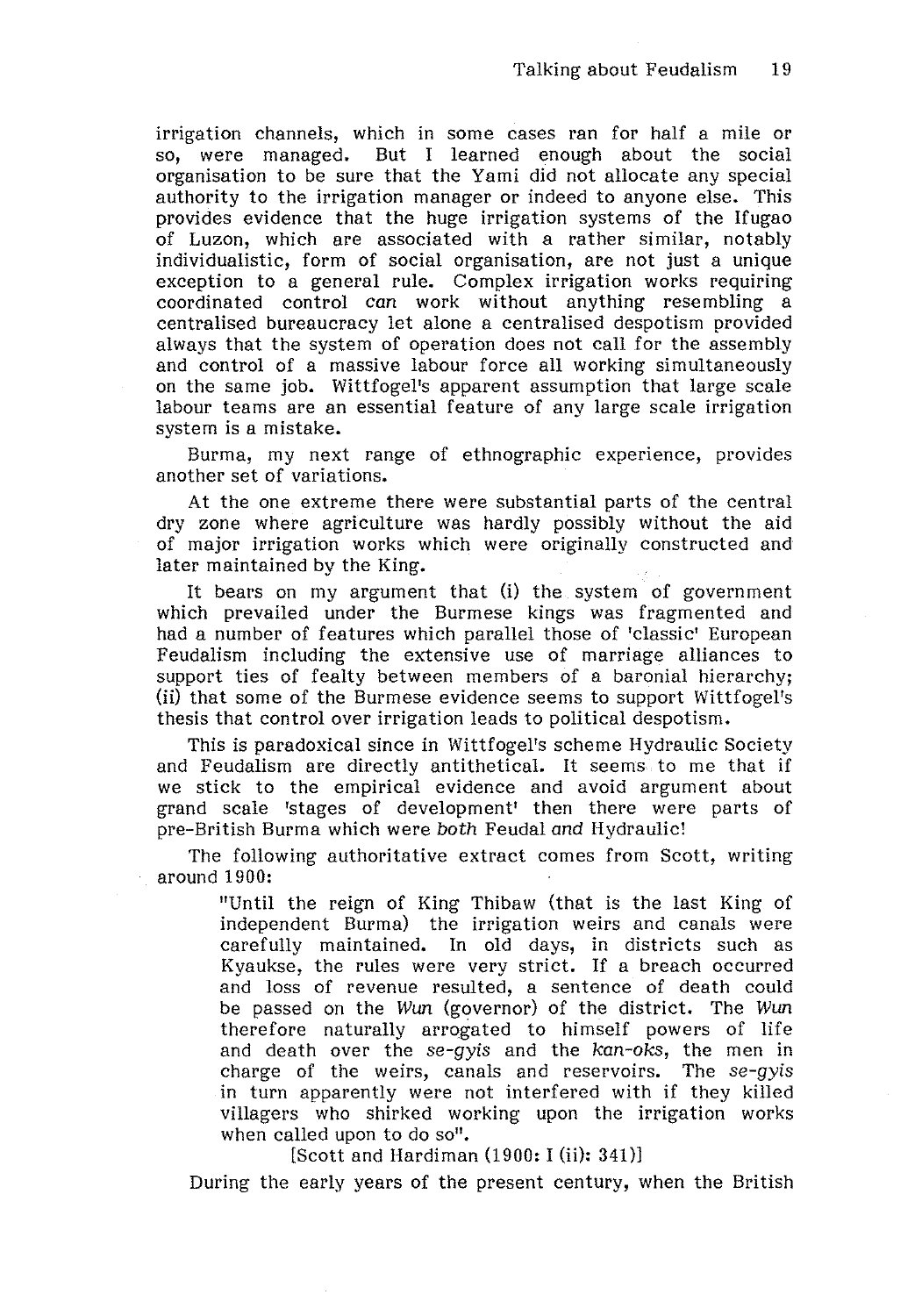irrigation channels, which in some cases ran for half a mile or so, were managed. But I learned enough about the social organisation to be sure that the Yami did not allocate any special authority to the irrigation manager or indeed to anyone else. This provides evidence that the huge irrigation systems of the Ifugao of Luzon, which are associated with a rather similar, notably individualistic, form of social organisation, are not just a unique exception to a general rule. Complex irrigation works requiring coordinated control *can* work without anything resembling a centralised bureaucracy let alone a centralised despotism provided always that the system of operation does not call for the assembly and control of a massive labour force all working simultaneously on the same job. Wittfogel's apparent assumption that large scale labour teams are an essential feature of any large scale irrigation system is a mistake.

Burma, my next range of ethnographic experience, provides another set of variations.

At the one extreme there were substantial parts of the central dry zone where agriculture was hardly possibly without the aid of major irrigation works which were originally constructed and later maintained by the King.

It bears on my argument that (i) the system of government which prevailed under the Burmese kings was fragmented and had a number of features which parallel those of 'classic' European Feudalism including the extensive use of marriage alliances to support ties of fealty between members of a baronial hierarchy; (ii) that some of the Burmese evidence seems to support Wittfogel's thesis that control over irrigation leads to political despotism.

This is paradoxical since in Wittfogel's scheme Hydraulic Society and Feudalism are directly antithetical. It seems to me that if we stick to the empirical evidence and avoid argument about grand scale 'stages of development' then there were parts of pre-British Burma which were *both* Feudal *and* Hydraulic!

The following authoritative extract comes from Scott, writing around 1900:

> "Until the reign of King Thibaw (that is the last King of independent Burma) the irrigation weirs and canals were carefully maintained. In old days, in districts such as Kyaukse, the rules were very strict. If a breach occurred and loss of revenue resulted, a sentence of death could be passed on the *Wun* (governor) of the district. The *Wun* therefore naturally arrogated to himself powers of life and death over the *se-gyis* and the *kan-oks*, the men in charge of the weirs, canals and reservoirs. The *se-gyis* in turn apparently were not interfered with if they killed villagers who shirked working upon the irrigation works when called upon to do so".
>
> [Scott and Hardiman (1900: I (ii): 341)]

During the early years of the present century, when the British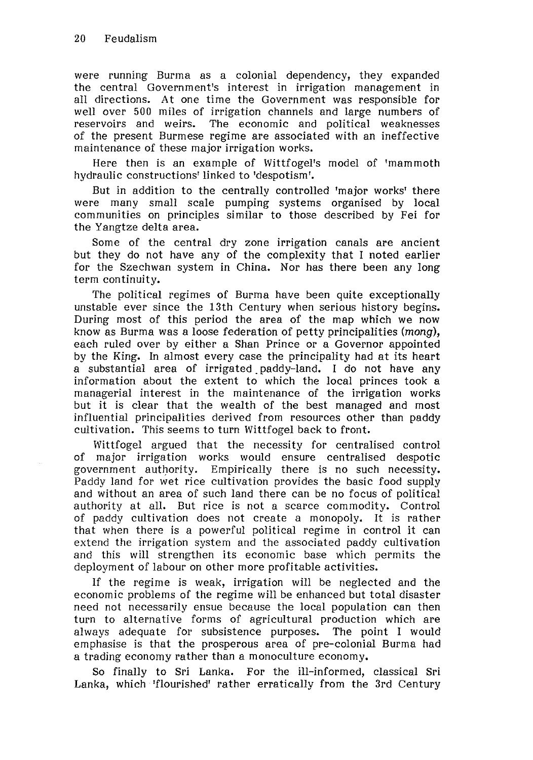were running Burma as a colonial dependency, they expanded the central Government's interest in irrigation management in all directions. At one time the Government was responsible for well over 500 miles of irrigation channels and large numbers of reservoirs and weirs. The economic and political weaknesses of the present Burmese regime are associated with an ineffective maintenance of these major irrigation works.

Here then is an example of Wittfogel's model of 'mammoth hydraulic constructions' linked to 'despotism'.

But in addition to the centrally controlled 'major works' there were many small scale pumping systems organised by local communities on principles similar to those described by Fei for the Yangtze delta area.

Some of the central dry zone irrigation canals are ancient but they do not have any of the complexity that I noted earlier for the Szechwan system in China. Nor has there been any long term continuity.

The political regimes of Burma have been quite exceptionally unstable ever since the 13th Century when serious history begins. During most of this period the area of the map which we now know as Burma was a loose federation of petty principalities (*mong*), each ruled over by either a Shan Prince or a Governor appointed by the King. In almost every case the principality had at its heart a substantial area of irrigated paddy-land. I do not have any information about the extent to which the local princes took a managerial interest in the maintenance of the irrigation works but it is clear that the wealth of the best managed and most influential principalities derived from resources other than paddy cultivation. This seems to turn Wittfogel back to front.

Wittfogel argued that the necessity for centralised control of major irrigation works would ensure centralised despotic government authority. Empirically there is no such necessity. Paddy land for wet rice cultivation provides the basic food supply and without an area of such land there can be no focus of political authority at all. But rice is not a scarce commodity. Control of paddy cultivation does not create a monopoly. It is rather that when there is a powerful political regime in control it can extend the irrigation system and the associated paddy cultivation and this will strengthen its economic base which permits the deployment of labour on other more profitable activities.

If the regime is weak, irrigation will be neglected and the economic problems of the regime will be enhanced but total disaster need not necessarily ensue because the local population can then turn to alternative forms of agricultural production which are always adequate for subsistence purposes. The point I would emphasise is that the prosperous area of pre-colonial Burma had a trading economy rather than a monoculture economy.

So finally to Sri Lanka. For the ill-informed, classical Sri Lanka, which 'flourished' rather erratically from the 3rd Century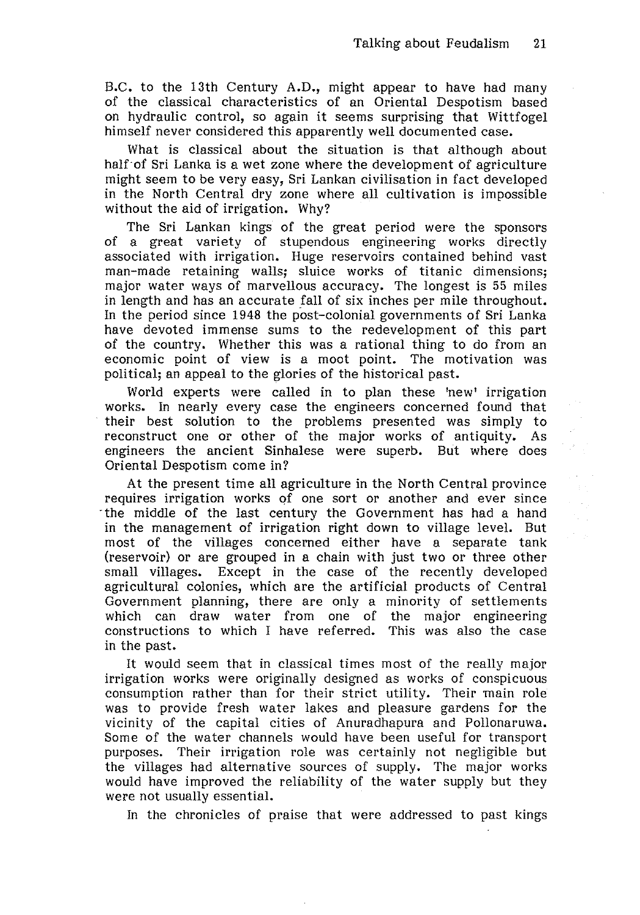B.C. to the 13th Century A.D., might appear to have had many of the classical characteristics of an Oriental Despotism based on hydraulic control, so again it seems surprising that Wittfogel himself never considered this apparently well documented case.

What is classical about the situation is that although about half of Sri Lanka is a wet zone where the development of agriculture might seem to be very easy, Sri Lankan civilisation in fact developed in the North Central dry zone where all cultivation is impossible without the aid of irrigation. Why?

The Sri Lankan kings of the great period were the sponsors of a great variety of stupendous engineering works directly associated with irrigation. Huge reservoirs contained behind vast man-made retaining walls; sluice works of titanic dimensions; major water ways of marvellous accuracy. The longest is 55 miles in length and has an accurate fall of six inches per mile throughout. In the period since 1948 the post-colonial governments of Sri Lanka have devoted immense sums to the redevelopment of this part of the country. Whether this was a rational thing to do from an economic point of view is a moot point. The motivation was political; an appeal to the glories of the historical past.

World experts were called in to plan these 'new' irrigation works. In nearly every case the engineers concerned found that their best solution to the problems presented was simply to reconstruct one or other of the major works of antiquity. As engineers the ancient Sinhalese were superb. But where does Oriental Despotism come in?

At the present time all agriculture in the North Central province requires irrigation works of one sort or another and ever since the middle of the last century the Government has had a hand in the management of irrigation right down to village level. But most of the villages concerned either have a separate tank (reservoir) or are grouped in a chain with just two or three other small villages. Except in the case of the recently developed agricultural colonies, which are the artificial products of Central Government planning, there are only a minority of settlements which can draw water from one of the major engineering constructions to which I have referred. This was also the case in the past.

It would seem that in classical times most of the really major irrigation works were originally designed as works of conspicuous consumption rather than for their strict utility. Their main role was to provide fresh water lakes and pleasure gardens for the vicinity of the capital cities of Anuradhapura and Pollonaruwa. Some of the water channels would have been useful for transport purposes. Their irrigation role was certainly not negligible but the villages had alternative sources of supply. The major works would have improved the reliability of the water supply but they were not usually essential.

In the chronicles of praise that were addressed to past kings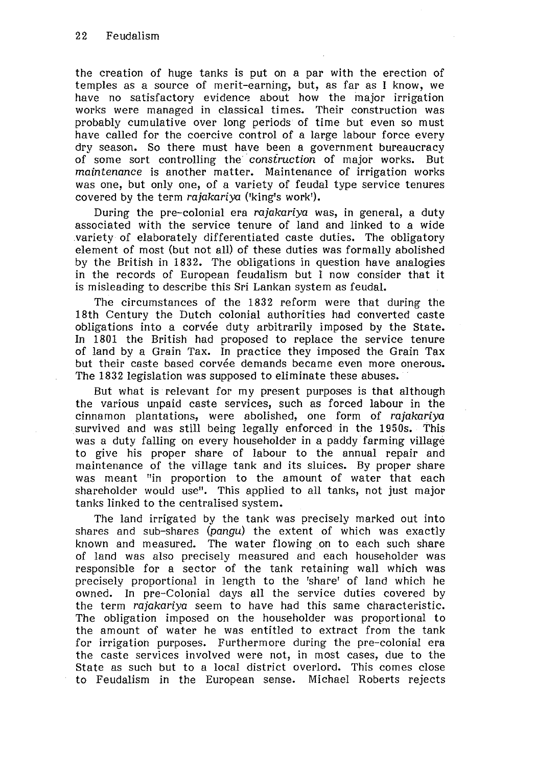the creation of huge tanks is put on a par with the erection of temples as a source of merit-earning, but, as far as I know, we have no satisfactory evidence about how the major irrigation works were managed in classical times. Their construction was probably cumulative over long periods of time but even so must have called for the coercive control of a large labour force every dry season. So there must have been a government bureaucracy of some sort controlling the *construction* of major works. But *maintenance* is another matter. Maintenance of irrigation works was one, but only one, of a variety of feudal type service tenures covered by the term *rajakariya* ('king's work').

During the pre-colonial era *rajakariya* was, in general, a duty associated with the service tenure of land and linked to a wide variety of elaborately differentiated caste duties. The obligatory element of most (but not all) of these duties was formally abolished by the British in 1832. The obligations in question have analogies in the records of European feudalism but I now consider that it is misleading to describe this Sri Lankan system as feudal.

The circumstances of the 1832 reform were that during the 18th Century the Dutch colonial authorities had converted caste obligations into a corvée duty arbitrarily imposed by the State. In 1801 the British had proposed to replace the service tenure of land by a Grain Tax. In practice they imposed the Grain Tax but their caste based corvée demands became even more onerous. The 1832 legislation was supposed to eliminate these abuses.

But what is relevant for my present purposes is that although the various unpaid caste services, such as forced labour in the cinnamon plantations, were abolished, one form of *rajakariya* survived and was still being legally enforced in the 1950s. This was a duty falling on every householder in a paddy farming village to give his proper share of labour to the annual repair and maintenance of the village tank and its sluices. By proper share was meant "in proportion to the amount of water that each shareholder would use". This applied to all tanks, not just major tanks linked to the centralised system.

The land irrigated by the tank was precisely marked out into shares and sub-shares (*pangu*) the extent of which was exactly known and measured. The water flowing on to each such share of land was also precisely measured and each householder was responsible for a sector of the tank retaining wall which was precisely proportional in length to the 'share' of land which he owned. In pre-Colonial days all the service duties covered by the term *rajakariya* seem to have had this same characteristic. The obligation imposed on the householder was proportional to the amount of water he was entitled to extract from the tank for irrigation purposes. Furthermore during the pre-colonial era the caste services involved were not, in most cases, due to the State as such but to a local district overlord. This comes close to Feudalism in the European sense. Michael Roberts rejects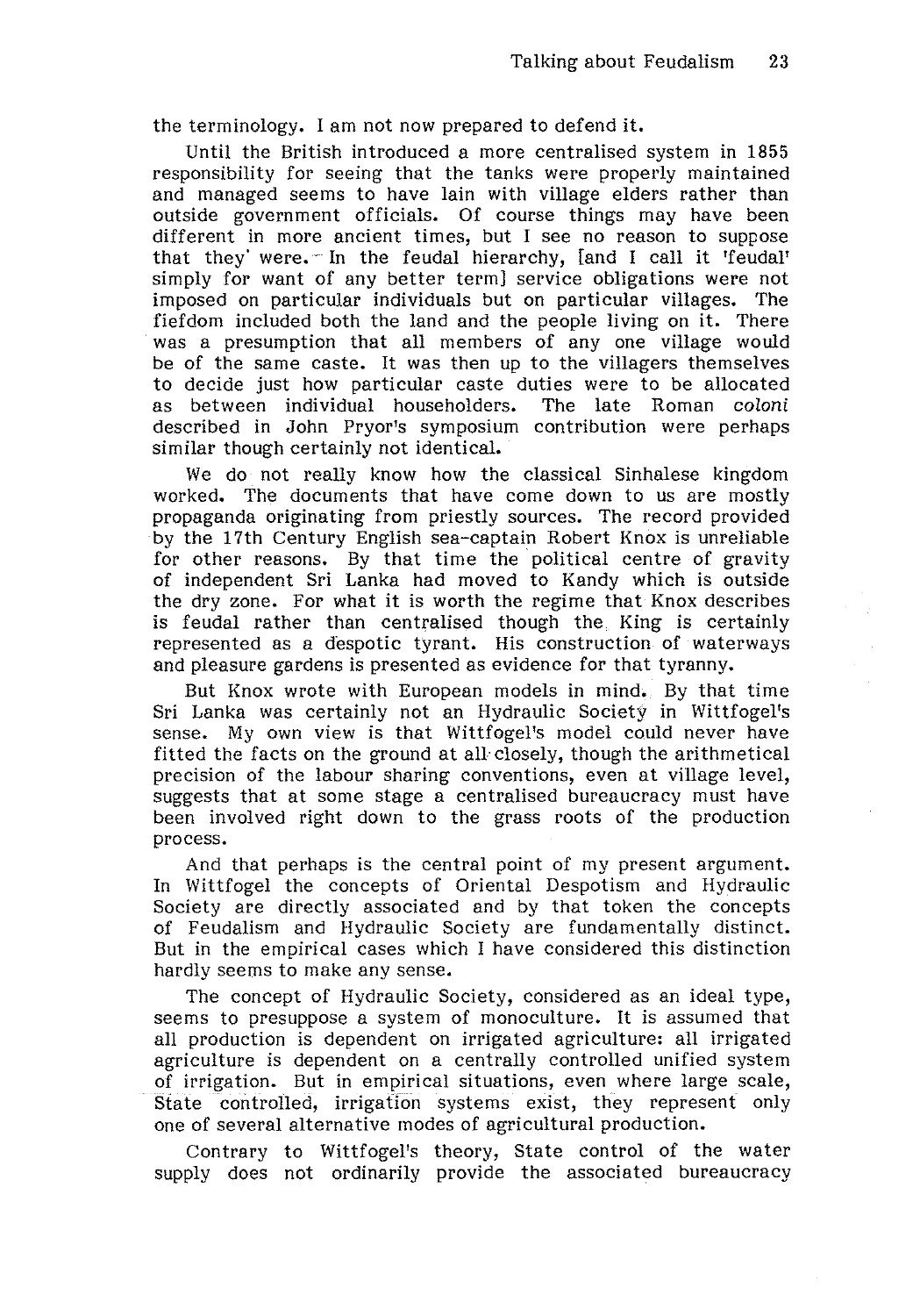the terminology. I am not now prepared to defend it.

Until the British introduced a more centralised system in 1855 responsibility for seeing that the tanks were properly maintained and managed seems to have lain with village elders rather than outside government officials. Of course things may have been different in more ancient times, but I see no reason to suppose that they were. In the feudal hierarchy, [and I call it 'feudal' simply for want of any better term] service obligations were not imposed on particular individuals but on particular villages. The fiefdom included both the land and the people living on it. There was a presumption that all members of any one village would be of the same caste. It was then up to the villagers themselves to decide just how particular caste duties were to be allocated as between individual householders. The late Roman *coloni* described in John Pryor's symposium contribution were perhaps similar though certainly not identical.

We do not really know how the classical Sinhalese kingdom worked. The documents that have come down to us are mostly propaganda originating from priestly sources. The record provided by the 17th Century English sea-captain Robert Knox is unreliable for other reasons. By that time the political centre of gravity of independent Sri Lanka had moved to Kandy which is outside the dry zone. For what it is worth the regime that Knox describes is feudal rather than centralised though the King is certainly represented as a despotic tyrant. His construction of waterways and pleasure gardens is presented as evidence for that tyranny.

But Knox wrote with European models in mind. By that time Sri Lanka was certainly not an Hydraulic Society in Wittfogel's sense. My own view is that Wittfogel's model could never have fitted the facts on the ground at all closely, though the arithmetical precision of the labour sharing conventions, even at village level, suggests that at some stage a centralised bureaucracy must have been involved right down to the grass roots of the production process.

And that perhaps is the central point of my present argument. In Wittfogel the concepts of Oriental Despotism and Hydraulic Society are directly associated and by that token the concepts of Feudalism and Hydraulic Society are fundamentally distinct. But in the empirical cases which I have considered this distinction hardly seems to make any sense.

The concept of Hydraulic Society, considered as an ideal type, seems to presuppose a system of monoculture. It is assumed that all production is dependent on irrigated agriculture: all irrigated agriculture is dependent on a centrally controlled unified system of irrigation. But in empirical situations, even where large scale, State controlled, irrigation systems exist, they represent only one of several alternative modes of agricultural production.

Contrary to Wittfogel's theory, State control of the water supply does not ordinarily provide the associated bureaucracy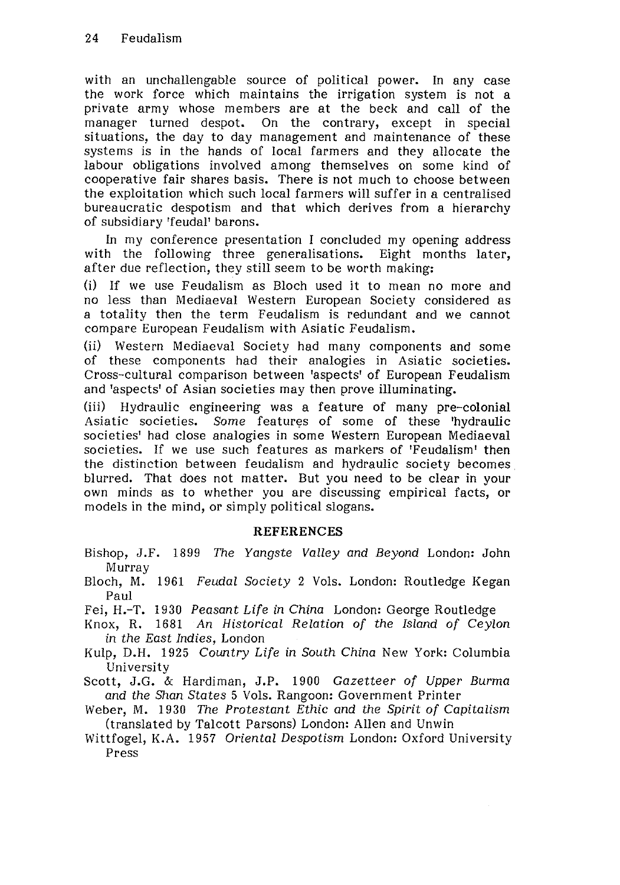with an unchallengable source of political power. In any case the work force which maintains the irrigation system is not a private army whose members are at the beck and call of the manager turned despot. On the contrary, except in special situations, the day to day management and maintenance of these systems is in the hands of local farmers and they allocate the labour obligations involved among themselves on some kind of cooperative fair shares basis. There is not much to choose between the exploitation which such local farmers will suffer in a centralised bureaucratic despotism and that which derives from a hierarchy of subsidiary 'feudal' barons.

In my conference presentation I concluded my opening address with the following three generalisations. Eight months later, after due reflection, they still seem to be worth making:

(i) If we use Feudalism as Bloch used it to mean no more and no less than Mediaeval Western European Society considered as a totality then the term Feudalism is redundant and we cannot compare European Feudalism with Asiatic Feudalism.

(ii) Western Mediaeval Society had many components and some of these components had their analogies in Asiatic societies. Cross-cultural comparison between 'aspects' of European Feudalism and 'aspects' of Asian societies may then prove illuminating.

(iii) Hydraulic engineering was a feature of many pre-colonial Asiatic societies. *Some* features of some of these 'hydraulic societies' had close analogies in some Western European Mediaeval societies. If we use such features as markers of 'Feudalism' then the distinction between feudalism and hydraulic society becomes blurred. That does not matter. But you need to be clear in your own minds as to whether you are discussing empirical facts, or models in the mind, or simply political slogans.

## REFERENCES

Bishop, J.F. 1899 *The Yangste Valley and Beyond* London: John Murray

Bloch, M. 1961 *Feudal Society* 2 Vols. London: Routledge Kegan Paul

Fei, H.-T. 1930 *Peasant Life in China* London: George Routledge

Knox, R. 1681 *An Historical Relation of the Island of Ceylon in the East Indies*, London

Kulp, D.H. 1925 *Country Life in South China* New York: Columbia University

Scott, J.G. & Hardiman, J.P. 1900 *Gazetteer of Upper Burma and the Shan States* 5 Vols. Rangoon: Government Printer

Weber, M. 1930 *The Protestant Ethic and the Spirit of Capitalism* (translated by Talcott Parsons) London: Allen and Unwin

Wittfogel, K.A. 1957 *Oriental Despotism* London: Oxford University Press